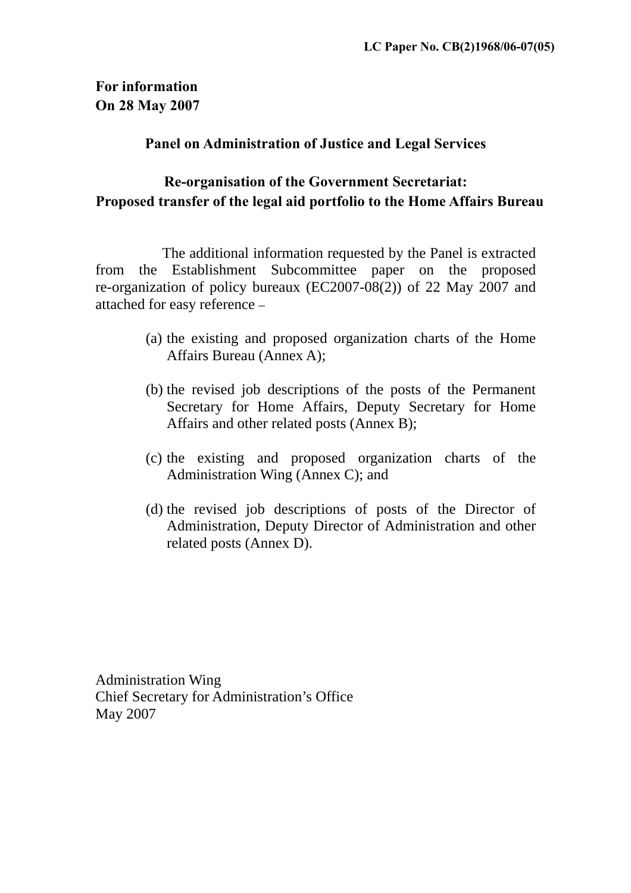**LC Paper No. CB(2)1968/06-07(05)**

**For information**
**On 28 May 2007**

## Panel on Administration of Justice and Legal Services

## Re-organisation of the Government Secretariat: Proposed transfer of the legal aid portfolio to the Home Affairs Bureau

The additional information requested by the Panel is extracted from the Establishment Subcommittee paper on the proposed re-organization of policy bureaux (EC2007-08(2)) of 22 May 2007 and attached for easy reference –

(a) the existing and proposed organization charts of the Home Affairs Bureau (Annex A);

(b) the revised job descriptions of the posts of the Permanent Secretary for Home Affairs, Deputy Secretary for Home Affairs and other related posts (Annex B);

(c) the existing and proposed organization charts of the Administration Wing (Annex C); and

(d) the revised job descriptions of posts of the Director of Administration, Deputy Director of Administration and other related posts (Annex D).

Administration Wing
Chief Secretary for Administration's Office
May 2007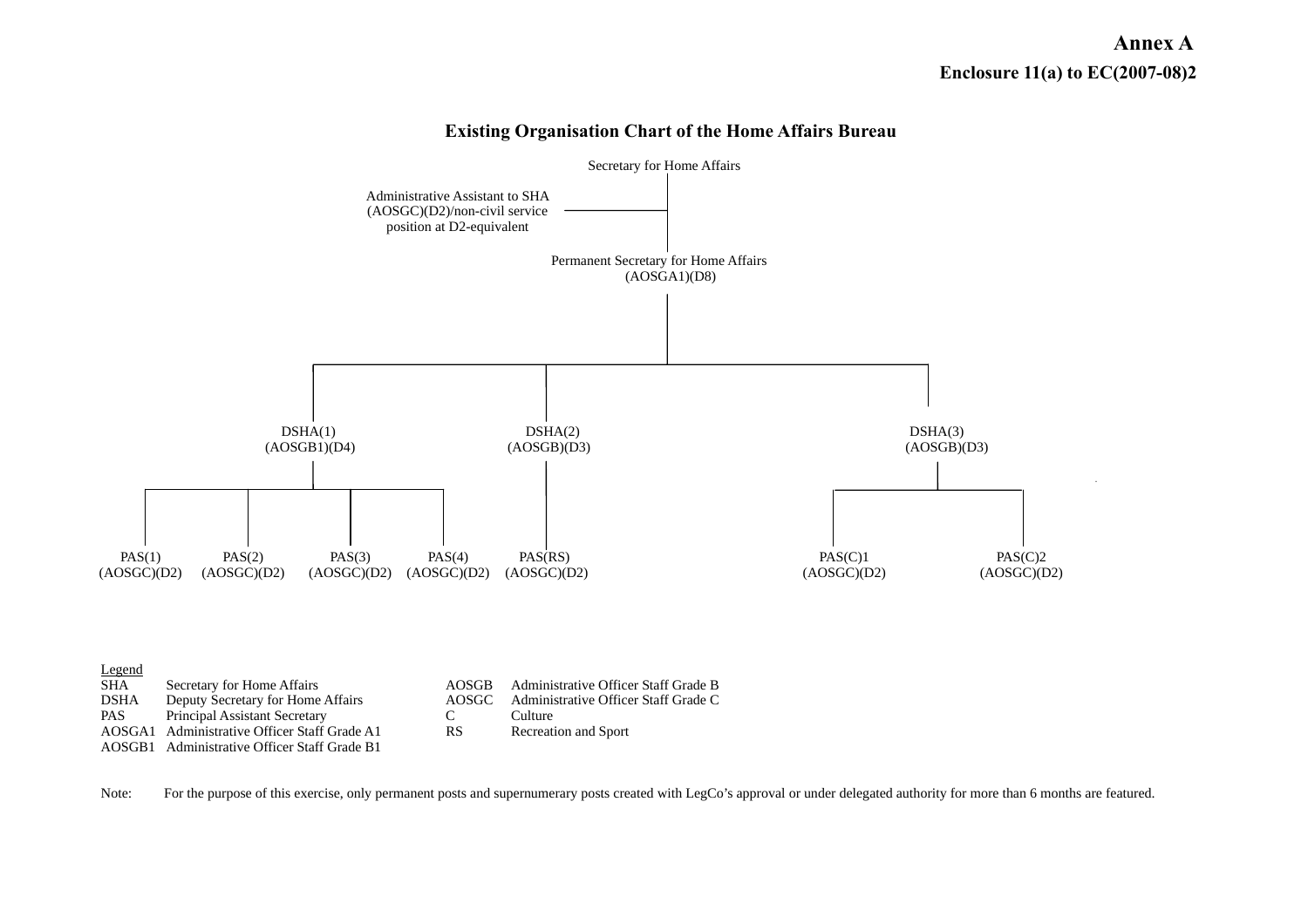**Annex A**

**Enclosure 11(a) to EC(2007-08)2**

## Existing Organisation Chart of the Home Affairs Bureau

- Secretary for Home Affairs
  - Administrative Assistant to SHA (AOSGC)(D2)/non-civil service position at D2-equivalent
  - Permanent Secretary for Home Affairs (AOSGA1)(D8)
    - DSHA(1) (AOSGB1)(D4)
      - PAS(1) (AOSGC)(D2)
      - PAS(2) (AOSGC)(D2)
      - PAS(3) (AOSGC)(D2)
      - PAS(4) (AOSGC)(D2)
    - DSHA(2) (AOSGB)(D3)
      - PAS(RS) (AOSGC)(D2)
    - DSHA(3) (AOSGB)(D3)
      - PAS(C)1 (AOSGC)(D2)
      - PAS(C)2 (AOSGC)(D2)

Legend

| | | | |
|---|---|---|---|
| SHA | Secretary for Home Affairs | AOSGB | Administrative Officer Staff Grade B |
| DSHA | Deputy Secretary for Home Affairs | AOSGC | Administrative Officer Staff Grade C |
| PAS | Principal Assistant Secretary | C | Culture |
| AOSGA1 | Administrative Officer Staff Grade A1 | RS | Recreation and Sport |
| AOSGB1 | Administrative Officer Staff Grade B1 | | |

Note: For the purpose of this exercise, only permanent posts and supernumerary posts created with LegCo's approval or under delegated authority for more than 6 months are featured.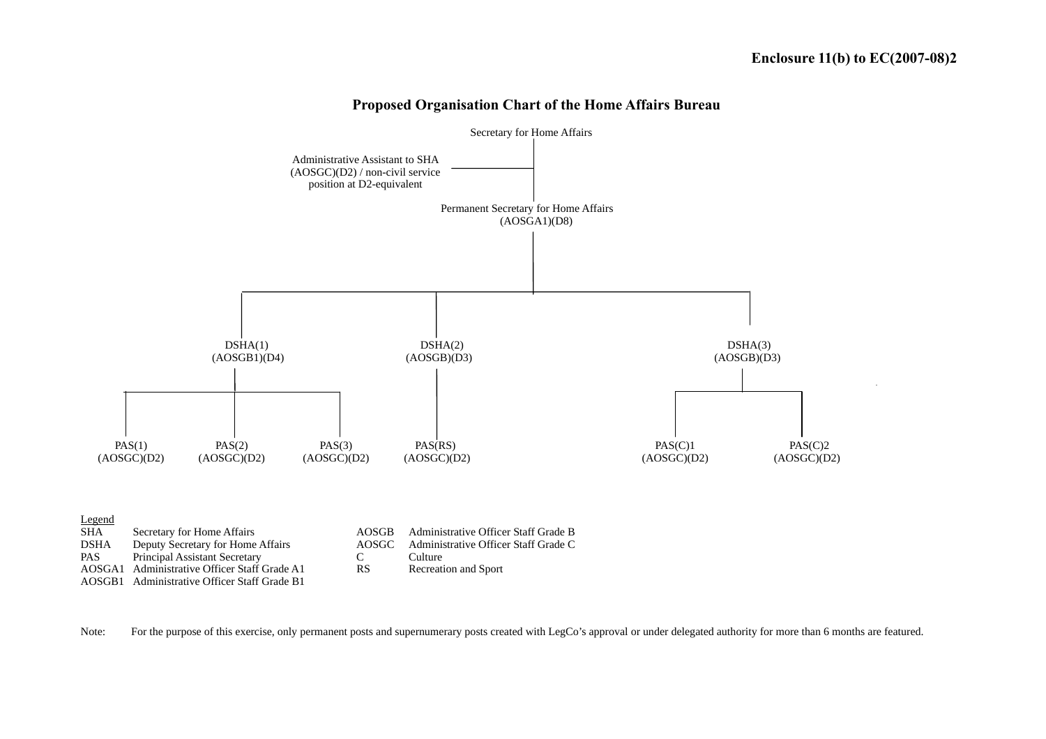**Enclosure 11(b) to EC(2007-08)2**

## Proposed Organisation Chart of the Home Affairs Bureau

- Secretary for Home Affairs
  - Administrative Assistant to SHA (AOSGC)(D2) / non-civil service position at D2-equivalent
  - Permanent Secretary for Home Affairs (AOSGA1)(D8)
    - DSHA(1) (AOSGB1)(D4)
      - PAS(1) (AOSGC)(D2)
      - PAS(2) (AOSGC)(D2)
      - PAS(3) (AOSGC)(D2)
    - DSHA(2) (AOSGB)(D3)
      - PAS(RS) (AOSGC)(D2)
    - DSHA(3) (AOSGB)(D3)
      - PAS(C)1 (AOSGC)(D2)
      - PAS(C)2 (AOSGC)(D2)

Legend

| | | | |
|---|---|---|---|
| SHA | Secretary for Home Affairs | AOSGB | Administrative Officer Staff Grade B |
| DSHA | Deputy Secretary for Home Affairs | AOSGC | Administrative Officer Staff Grade C |
| PAS | Principal Assistant Secretary | C | Culture |
| AOSGA1 | Administrative Officer Staff Grade A1 | RS | Recreation and Sport |
| AOSGB1 | Administrative Officer Staff Grade B1 | | |

Note: For the purpose of this exercise, only permanent posts and supernumerary posts created with LegCo's approval or under delegated authority for more than 6 months are featured.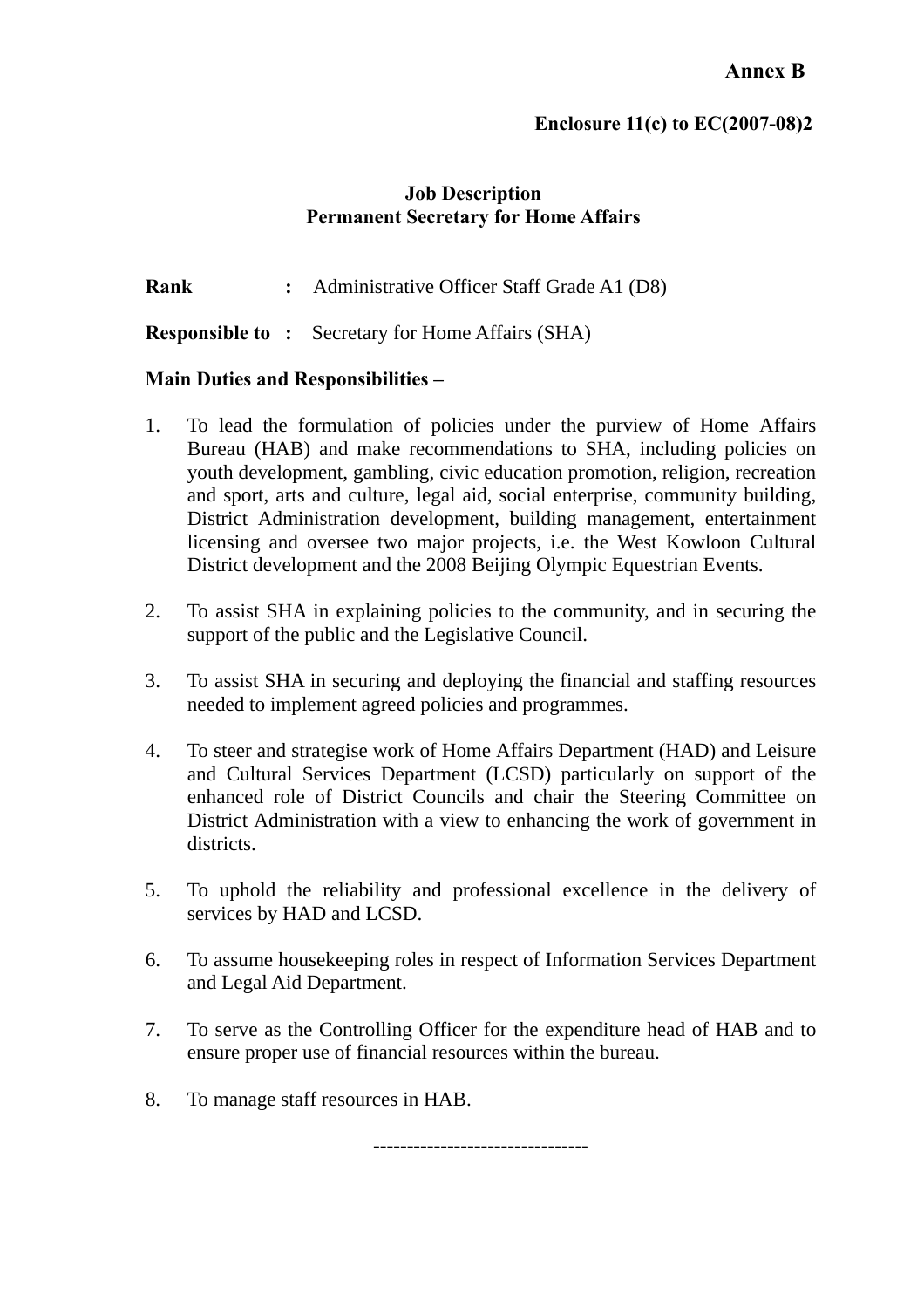**Annex B**

**Enclosure 11(c) to EC(2007-08)2**

**Job Description**
**Permanent Secretary for Home Affairs**

**Rank** : Administrative Officer Staff Grade A1 (D8)

**Responsible to** : Secretary for Home Affairs (SHA)

**Main Duties and Responsibilities –**

1. To lead the formulation of policies under the purview of Home Affairs Bureau (HAB) and make recommendations to SHA, including policies on youth development, gambling, civic education promotion, religion, recreation and sport, arts and culture, legal aid, social enterprise, community building, District Administration development, building management, entertainment licensing and oversee two major projects, i.e. the West Kowloon Cultural District development and the 2008 Beijing Olympic Equestrian Events.

2. To assist SHA in explaining policies to the community, and in securing the support of the public and the Legislative Council.

3. To assist SHA in securing and deploying the financial and staffing resources needed to implement agreed policies and programmes.

4. To steer and strategise work of Home Affairs Department (HAD) and Leisure and Cultural Services Department (LCSD) particularly on support of the enhanced role of District Councils and chair the Steering Committee on District Administration with a view to enhancing the work of government in districts.

5. To uphold the reliability and professional excellence in the delivery of services by HAD and LCSD.

6. To assume housekeeping roles in respect of Information Services Department and Legal Aid Department.

7. To serve as the Controlling Officer for the expenditure head of HAB and to ensure proper use of financial resources within the bureau.

8. To manage staff resources in HAB.

-------------------------------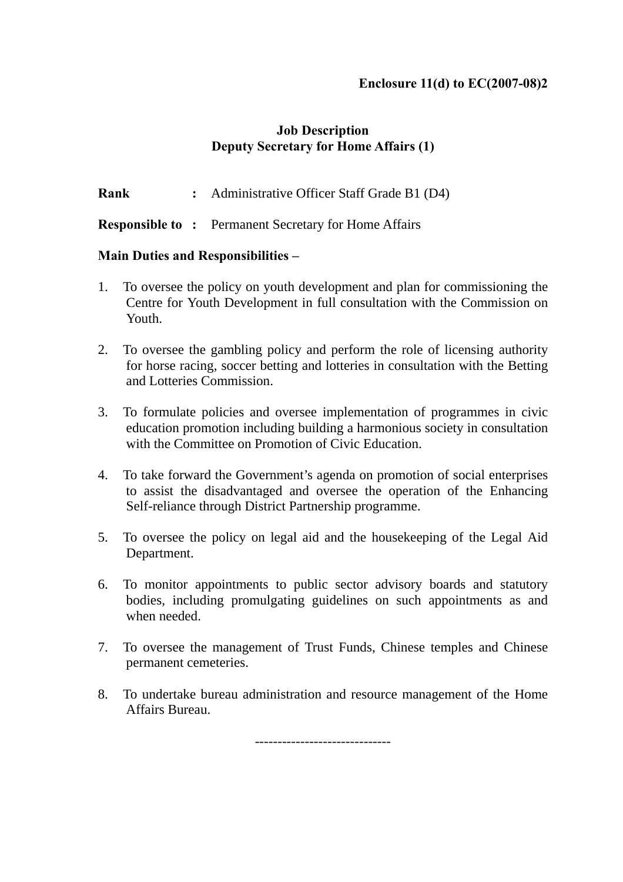**Enclosure 11(d) to EC(2007-08)2**

# Job Description
## Deputy Secretary for Home Affairs (1)

**Rank** : Administrative Officer Staff Grade B1 (D4)

**Responsible to** : Permanent Secretary for Home Affairs

**Main Duties and Responsibilities –**

1. To oversee the policy on youth development and plan for commissioning the Centre for Youth Development in full consultation with the Commission on Youth.

2. To oversee the gambling policy and perform the role of licensing authority for horse racing, soccer betting and lotteries in consultation with the Betting and Lotteries Commission.

3. To formulate policies and oversee implementation of programmes in civic education promotion including building a harmonious society in consultation with the Committee on Promotion of Civic Education.

4. To take forward the Government's agenda on promotion of social enterprises to assist the disadvantaged and oversee the operation of the Enhancing Self-reliance through District Partnership programme.

5. To oversee the policy on legal aid and the housekeeping of the Legal Aid Department.

6. To monitor appointments to public sector advisory boards and statutory bodies, including promulgating guidelines on such appointments as and when needed.

7. To oversee the management of Trust Funds, Chinese temples and Chinese permanent cemeteries.

8. To undertake bureau administration and resource management of the Home Affairs Bureau.

-----------------------------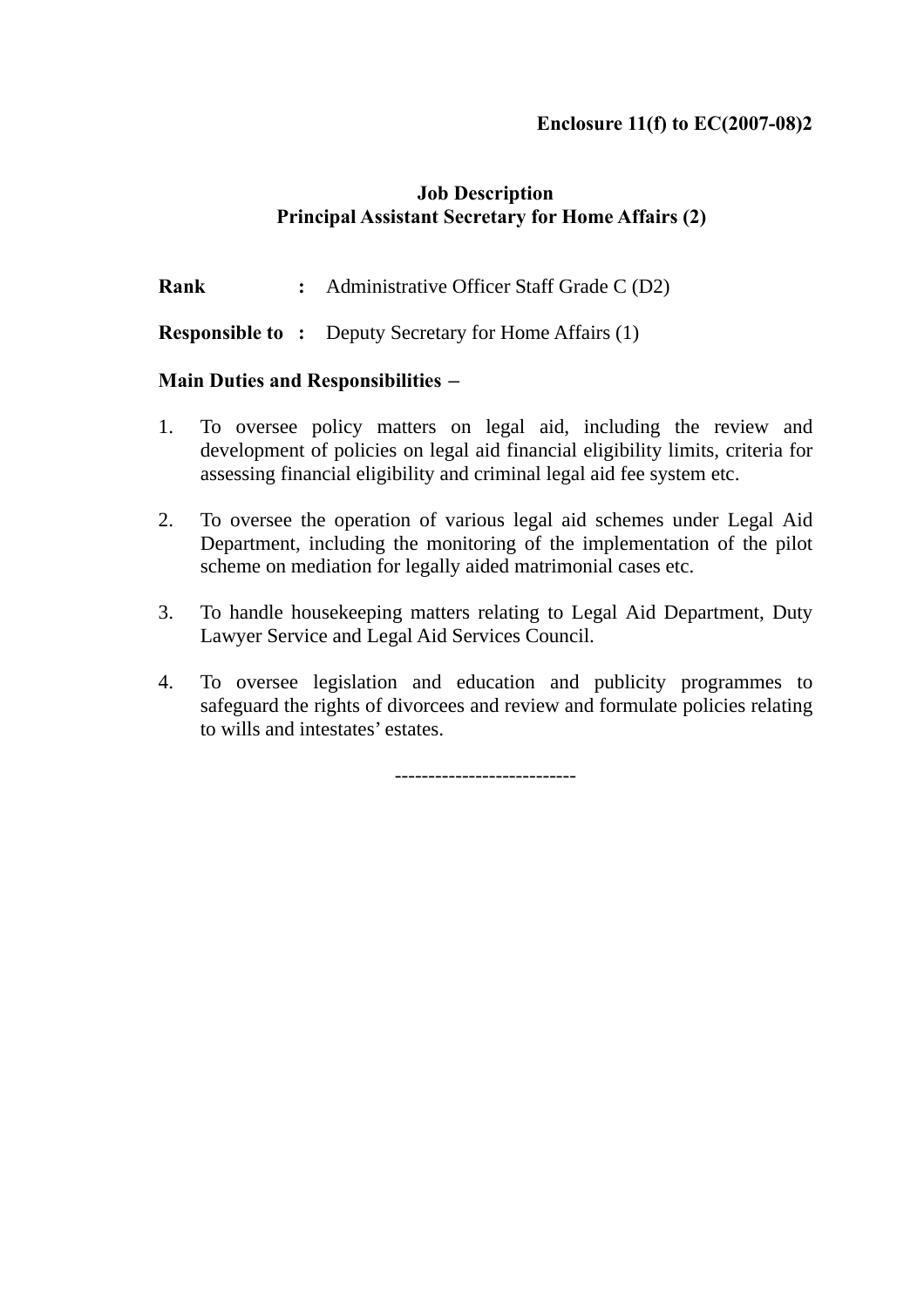**Enclosure 11(f) to EC(2007-08)2**

## Job Description
## Principal Assistant Secretary for Home Affairs (2)

**Rank** **:** Administrative Officer Staff Grade C (D2)

**Responsible to** **:** Deputy Secretary for Home Affairs (1)

**Main Duties and Responsibilities –**

1. To oversee policy matters on legal aid, including the review and development of policies on legal aid financial eligibility limits, criteria for assessing financial eligibility and criminal legal aid fee system etc.

2. To oversee the operation of various legal aid schemes under Legal Aid Department, including the monitoring of the implementation of the pilot scheme on mediation for legally aided matrimonial cases etc.

3. To handle housekeeping matters relating to Legal Aid Department, Duty Lawyer Service and Legal Aid Services Council.

4. To oversee legislation and education and publicity programmes to safeguard the rights of divorcees and review and formulate policies relating to wills and intestates' estates.

---------------------------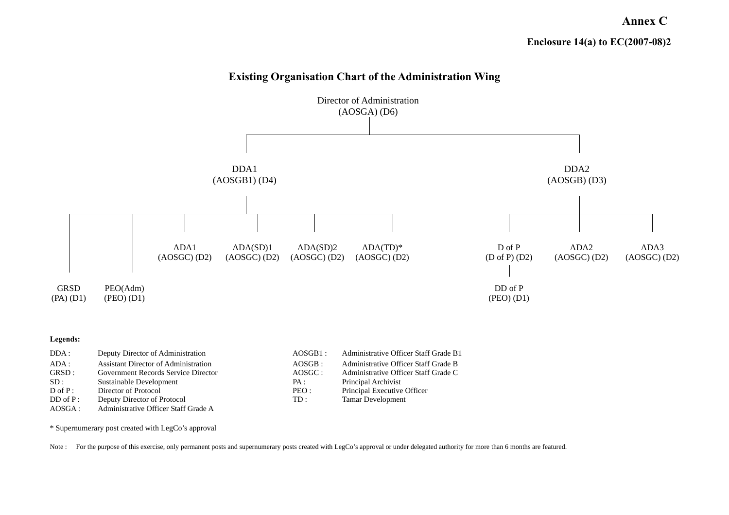**Annex C**

**Enclosure 14(a) to EC(2007-08)2**

## Existing Organisation Chart of the Administration Wing

Director of Administration
(AOSGA) (D6)

- DDA1 (AOSGB1) (D4)
  - GRSD (PA) (D1)
  - PEO(Adm) (PEO) (D1)
  - ADA1 (AOSGC) (D2)
  - ADA(SD)1 (AOSGC) (D2)
  - ADA(SD)2 (AOSGC) (D2)
  - ADA(TD)* (AOSGC) (D2)
- DDA2 (AOSGB) (D3)
  - D of P (D of P) (D2)
    - DD of P (PEO) (D1)
  - ADA2 (AOSGC) (D2)
  - ADA3 (AOSGC) (D2)

**Legends:**

| | |
|---|---|
| DDA : | Deputy Director of Administration |
| ADA : | Assistant Director of Administration |
| GRSD : | Government Records Service Director |
| SD : | Sustainable Development |
| D of P : | Director of Protocol |
| DD of P : | Deputy Director of Protocol |
| AOSGA : | Administrative Officer Staff Grade A |
| AOSGB1 : | Administrative Officer Staff Grade B1 |
| AOSGB : | Administrative Officer Staff Grade B |
| AOSGC : | Administrative Officer Staff Grade C |
| PA : | Principal Archivist |
| PEO : | Principal Executive Officer |
| TD : | Tamar Development |

* Supernumerary post created with LegCo's approval

Note : For the purpose of this exercise, only permanent posts and supernumerary posts created with LegCo's approval or under delegated authority for more than 6 months are featured.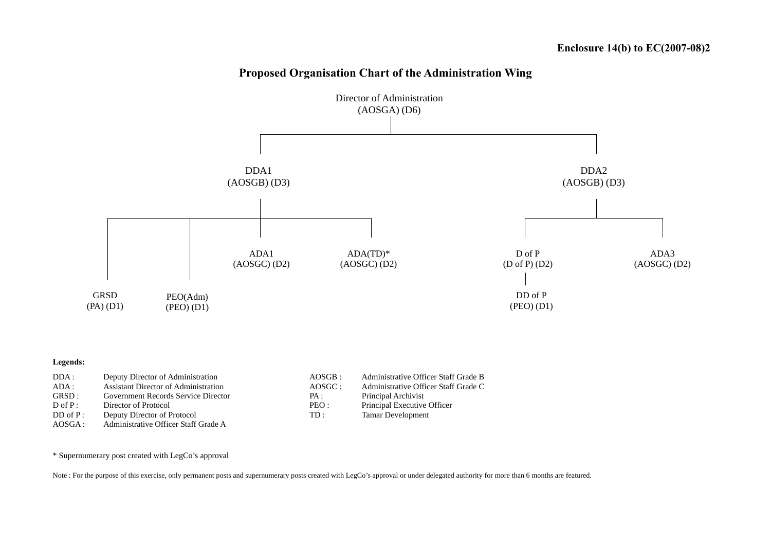**Enclosure 14(b) to EC(2007-08)2**

# Proposed Organisation Chart of the Administration Wing

- Director of Administration (AOSGA) (D6)
  - DDA1 (AOSGB) (D3)
    - GRSD (PA) (D1)
    - PEO(Adm) (PEO) (D1)
    - ADA1 (AOSGC) (D2)
    - ADA(TD)* (AOSGC) (D2)
  - DDA2 (AOSGB) (D3)
    - D of P (D of P) (D2)
      - DD of P (PEO) (D1)
    - ADA3 (AOSGC) (D2)

**Legends:**

| | | | |
|---|---|---|---|
| DDA : | Deputy Director of Administration | AOSGB : | Administrative Officer Staff Grade B |
| ADA : | Assistant Director of Administration | AOSGC : | Administrative Officer Staff Grade C |
| GRSD : | Government Records Service Director | PA : | Principal Archivist |
| D of P : | Director of Protocol | PEO : | Principal Executive Officer |
| DD of P : | Deputy Director of Protocol | TD : | Tamar Development |
| AOSGA : | Administrative Officer Staff Grade A | | |

\* Supernumerary post created with LegCo's approval

Note : For the purpose of this exercise, only permanent posts and supernumerary posts created with LegCo's approval or under delegated authority for more than 6 months are featured.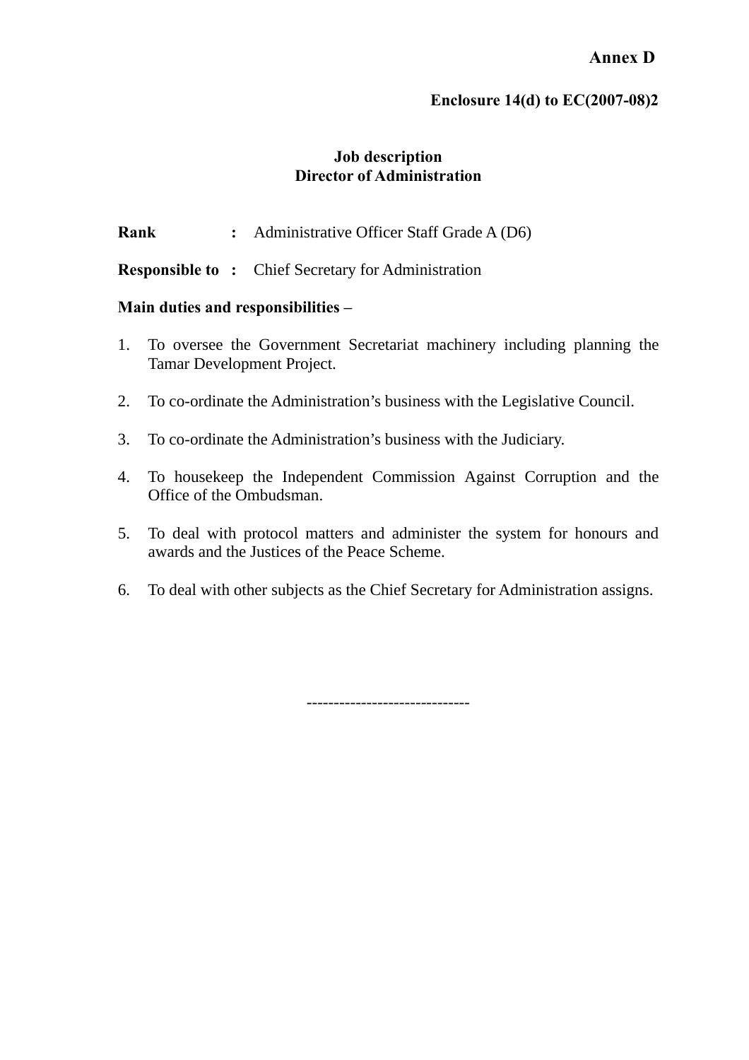**Annex D**

**Enclosure 14(d) to EC(2007-08)2**

**Job description**
**Director of Administration**

**Rank** : Administrative Officer Staff Grade A (D6)

**Responsible to** : Chief Secretary for Administration

**Main duties and responsibilities –**

1. To oversee the Government Secretariat machinery including planning the Tamar Development Project.

2. To co-ordinate the Administration's business with the Legislative Council.

3. To co-ordinate the Administration's business with the Judiciary.

4. To housekeep the Independent Commission Against Corruption and the Office of the Ombudsman.

5. To deal with protocol matters and administer the system for honours and awards and the Justices of the Peace Scheme.

6. To deal with other subjects as the Chief Secretary for Administration assigns.

-----------------------------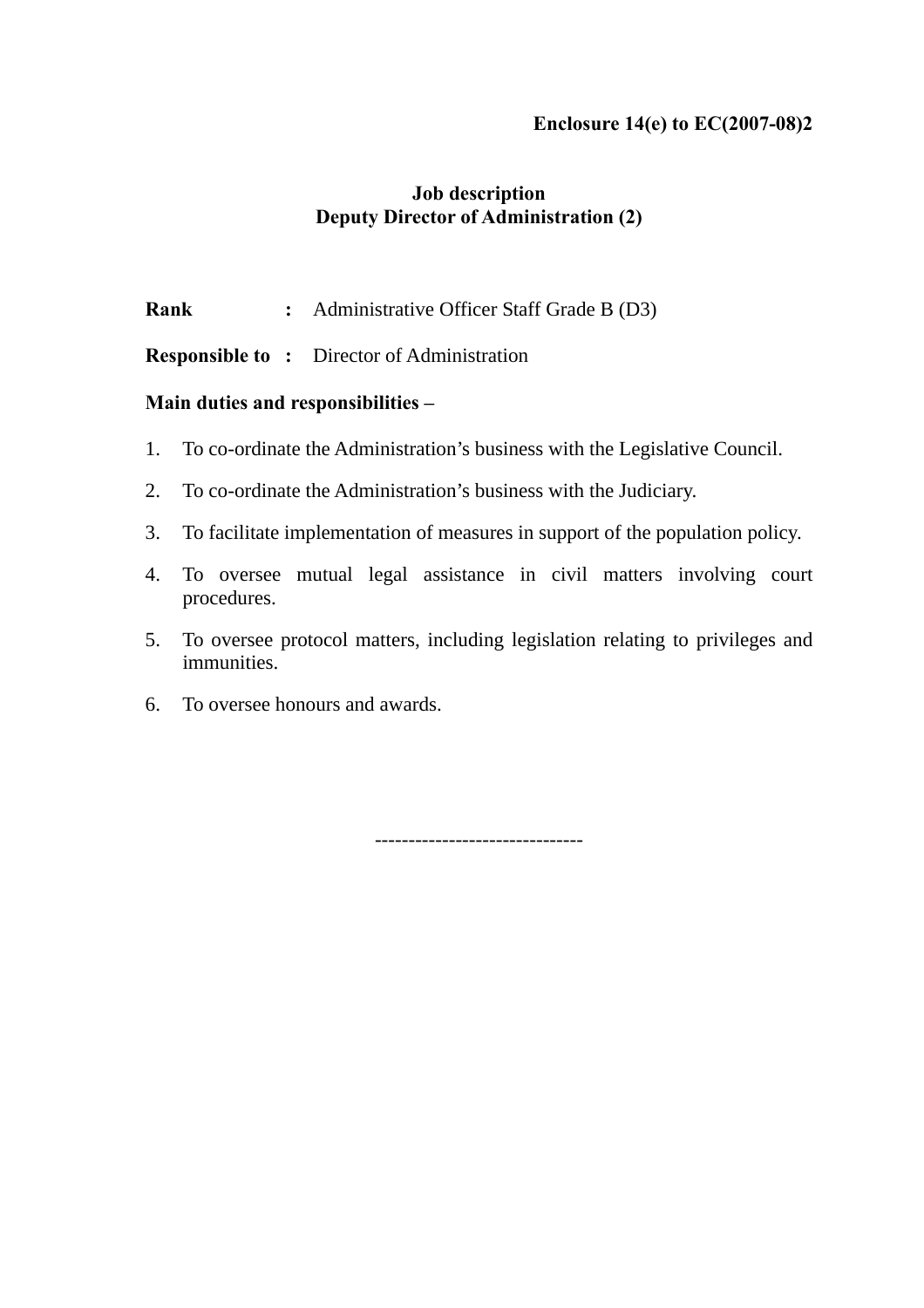**Enclosure 14(e) to EC(2007-08)2**

# Job description
## Deputy Director of Administration (2)

**Rank** : Administrative Officer Staff Grade B (D3)

**Responsible to** : Director of Administration

**Main duties and responsibilities –**

1. To co-ordinate the Administration's business with the Legislative Council.
2. To co-ordinate the Administration's business with the Judiciary.
3. To facilitate implementation of measures in support of the population policy.
4. To oversee mutual legal assistance in civil matters involving court procedures.
5. To oversee protocol matters, including legislation relating to privileges and immunities.
6. To oversee honours and awards.

------------------------------